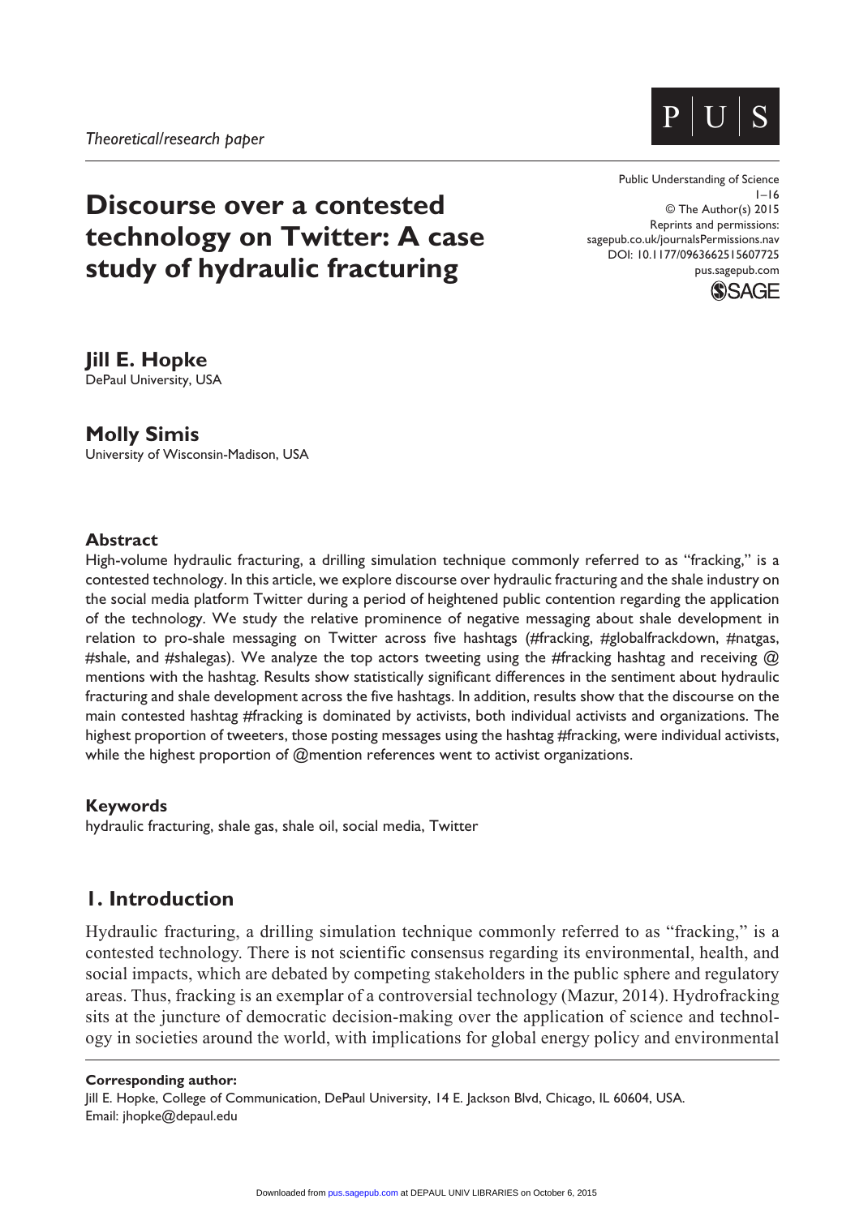*Theoretical/research paper*

# Discourse over a contested technology on Twitter: A case study of hydraulic fracturing

Public Understanding of Science
1–16
© The Author(s) 2015
Reprints and permissions:
sagepub.co.uk/journalsPermissions.nav
DOI: 10.1177/0963662515607725
pus.sagepub.com

**Jill E. Hopke**
DePaul University, USA

**Molly Simis**
University of Wisconsin-Madison, USA

### Abstract

High-volume hydraulic fracturing, a drilling simulation technique commonly referred to as "fracking," is a contested technology. In this article, we explore discourse over hydraulic fracturing and the shale industry on the social media platform Twitter during a period of heightened public contention regarding the application of the technology. We study the relative prominence of negative messaging about shale development in relation to pro-shale messaging on Twitter across five hashtags (#fracking, #globalfrackdown, #natgas, #shale, and #shalegas). We analyze the top actors tweeting using the #fracking hashtag and receiving @ mentions with the hashtag. Results show statistically significant differences in the sentiment about hydraulic fracturing and shale development across the five hashtags. In addition, results show that the discourse on the main contested hashtag #fracking is dominated by activists, both individual activists and organizations. The highest proportion of tweeters, those posting messages using the hashtag #fracking, were individual activists, while the highest proportion of @mention references went to activist organizations.

### Keywords

hydraulic fracturing, shale gas, shale oil, social media, Twitter

## 1. Introduction

Hydraulic fracturing, a drilling simulation technique commonly referred to as "fracking," is a contested technology. There is not scientific consensus regarding its environmental, health, and social impacts, which are debated by competing stakeholders in the public sphere and regulatory areas. Thus, fracking is an exemplar of a controversial technology (Mazur, 2014). Hydrofracking sits at the juncture of democratic decision-making over the application of science and technology in societies around the world, with implications for global energy policy and environmental

**Corresponding author:**
Jill E. Hopke, College of Communication, DePaul University, 14 E. Jackson Blvd, Chicago, IL 60604, USA.
Email: jhopke@depaul.edu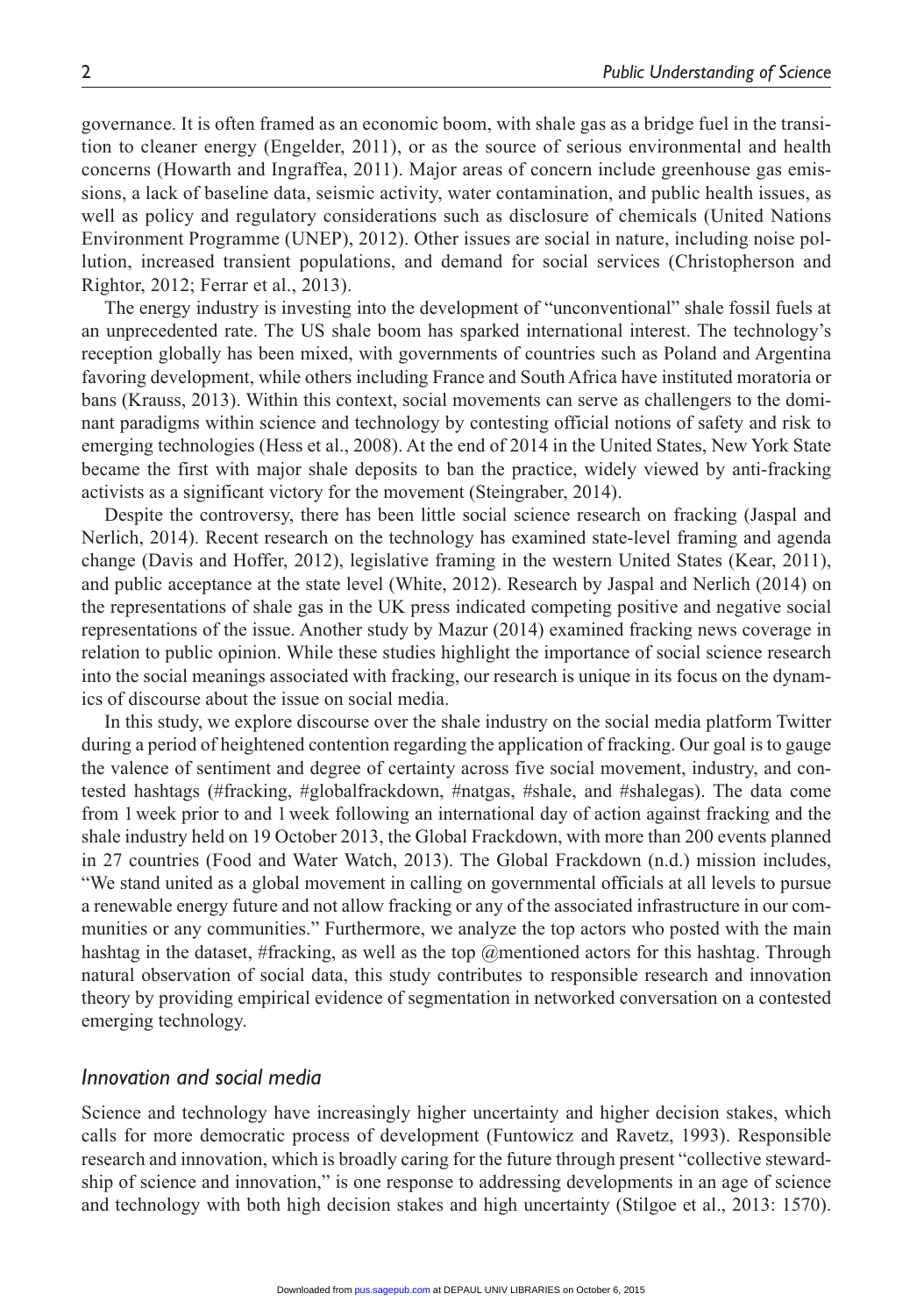governance. It is often framed as an economic boom, with shale gas as a bridge fuel in the transition to cleaner energy (Engelder, 2011), or as the source of serious environmental and health concerns (Howarth and Ingraffea, 2011). Major areas of concern include greenhouse gas emissions, a lack of baseline data, seismic activity, water contamination, and public health issues, as well as policy and regulatory considerations such as disclosure of chemicals (United Nations Environment Programme (UNEP), 2012). Other issues are social in nature, including noise pollution, increased transient populations, and demand for social services (Christopherson and Rightor, 2012; Ferrar et al., 2013).

The energy industry is investing into the development of "unconventional" shale fossil fuels at an unprecedented rate. The US shale boom has sparked international interest. The technology's reception globally has been mixed, with governments of countries such as Poland and Argentina favoring development, while others including France and South Africa have instituted moratoria or bans (Krauss, 2013). Within this context, social movements can serve as challengers to the dominant paradigms within science and technology by contesting official notions of safety and risk to emerging technologies (Hess et al., 2008). At the end of 2014 in the United States, New York State became the first with major shale deposits to ban the practice, widely viewed by anti-fracking activists as a significant victory for the movement (Steingraber, 2014).

Despite the controversy, there has been little social science research on fracking (Jaspal and Nerlich, 2014). Recent research on the technology has examined state-level framing and agenda change (Davis and Hoffer, 2012), legislative framing in the western United States (Kear, 2011), and public acceptance at the state level (White, 2012). Research by Jaspal and Nerlich (2014) on the representations of shale gas in the UK press indicated competing positive and negative social representations of the issue. Another study by Mazur (2014) examined fracking news coverage in relation to public opinion. While these studies highlight the importance of social science research into the social meanings associated with fracking, our research is unique in its focus on the dynamics of discourse about the issue on social media.

In this study, we explore discourse over the shale industry on the social media platform Twitter during a period of heightened contention regarding the application of fracking. Our goal is to gauge the valence of sentiment and degree of certainty across five social movement, industry, and contested hashtags (#fracking, #globalfrackdown, #natgas, #shale, and #shalegas). The data come from 1 week prior to and 1 week following an international day of action against fracking and the shale industry held on 19 October 2013, the Global Frackdown, with more than 200 events planned in 27 countries (Food and Water Watch, 2013). The Global Frackdown (n.d.) mission includes, "We stand united as a global movement in calling on governmental officials at all levels to pursue a renewable energy future and not allow fracking or any of the associated infrastructure in our communities or any communities." Furthermore, we analyze the top actors who posted with the main hashtag in the dataset, #fracking, as well as the top @mentioned actors for this hashtag. Through natural observation of social data, this study contributes to responsible research and innovation theory by providing empirical evidence of segmentation in networked conversation on a contested emerging technology.

## *Innovation and social media*

Science and technology have increasingly higher uncertainty and higher decision stakes, which calls for more democratic process of development (Funtowicz and Ravetz, 1993). Responsible research and innovation, which is broadly caring for the future through present "collective stewardship of science and innovation," is one response to addressing developments in an age of science and technology with both high decision stakes and high uncertainty (Stilgoe et al., 2013: 1570).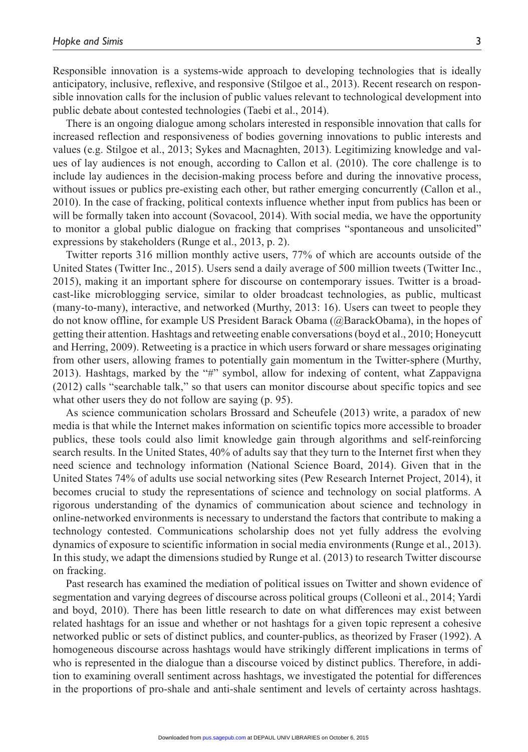Responsible innovation is a systems-wide approach to developing technologies that is ideally anticipatory, inclusive, reflexive, and responsive (Stilgoe et al., 2013). Recent research on responsible innovation calls for the inclusion of public values relevant to technological development into public debate about contested technologies (Taebi et al., 2014).

There is an ongoing dialogue among scholars interested in responsible innovation that calls for increased reflection and responsiveness of bodies governing innovations to public interests and values (e.g. Stilgoe et al., 2013; Sykes and Macnaghten, 2013). Legitimizing knowledge and values of lay audiences is not enough, according to Callon et al. (2010). The core challenge is to include lay audiences in the decision-making process before and during the innovative process, without issues or publics pre-existing each other, but rather emerging concurrently (Callon et al., 2010). In the case of fracking, political contexts influence whether input from publics has been or will be formally taken into account (Sovacool, 2014). With social media, we have the opportunity to monitor a global public dialogue on fracking that comprises "spontaneous and unsolicited" expressions by stakeholders (Runge et al., 2013, p. 2).

Twitter reports 316 million monthly active users, 77% of which are accounts outside of the United States (Twitter Inc., 2015). Users send a daily average of 500 million tweets (Twitter Inc., 2015), making it an important sphere for discourse on contemporary issues. Twitter is a broadcast-like microblogging service, similar to older broadcast technologies, as public, multicast (many-to-many), interactive, and networked (Murthy, 2013: 16). Users can tweet to people they do not know offline, for example US President Barack Obama (@BarackObama), in the hopes of getting their attention. Hashtags and retweeting enable conversations (boyd et al., 2010; Honeycutt and Herring, 2009). Retweeting is a practice in which users forward or share messages originating from other users, allowing frames to potentially gain momentum in the Twitter-sphere (Murthy, 2013). Hashtags, marked by the "#" symbol, allow for indexing of content, what Zappavigna (2012) calls "searchable talk," so that users can monitor discourse about specific topics and see what other users they do not follow are saying (p. 95).

As science communication scholars Brossard and Scheufele (2013) write, a paradox of new media is that while the Internet makes information on scientific topics more accessible to broader publics, these tools could also limit knowledge gain through algorithms and self-reinforcing search results. In the United States, 40% of adults say that they turn to the Internet first when they need science and technology information (National Science Board, 2014). Given that in the United States 74% of adults use social networking sites (Pew Research Internet Project, 2014), it becomes crucial to study the representations of science and technology on social platforms. A rigorous understanding of the dynamics of communication about science and technology in online-networked environments is necessary to understand the factors that contribute to making a technology contested. Communications scholarship does not yet fully address the evolving dynamics of exposure to scientific information in social media environments (Runge et al., 2013). In this study, we adapt the dimensions studied by Runge et al. (2013) to research Twitter discourse on fracking.

Past research has examined the mediation of political issues on Twitter and shown evidence of segmentation and varying degrees of discourse across political groups (Colleoni et al., 2014; Yardi and boyd, 2010). There has been little research to date on what differences may exist between related hashtags for an issue and whether or not hashtags for a given topic represent a cohesive networked public or sets of distinct publics, and counter-publics, as theorized by Fraser (1992). A homogeneous discourse across hashtags would have strikingly different implications in terms of who is represented in the dialogue than a discourse voiced by distinct publics. Therefore, in addition to examining overall sentiment across hashtags, we investigated the potential for differences in the proportions of pro-shale and anti-shale sentiment and levels of certainty across hashtags.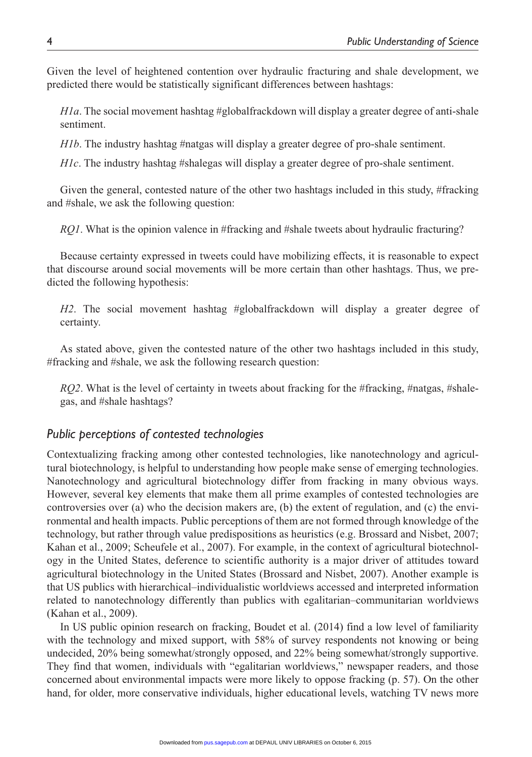Given the level of heightened contention over hydraulic fracturing and shale development, we predicted there would be statistically significant differences between hashtags:

> *H1a*. The social movement hashtag #globalfrackdown will display a greater degree of anti-shale sentiment.
>
> *H1b*. The industry hashtag #natgas will display a greater degree of pro-shale sentiment.
>
> *H1c*. The industry hashtag #shalegas will display a greater degree of pro-shale sentiment.

Given the general, contested nature of the other two hashtags included in this study, #fracking and #shale, we ask the following question:

> *RQ1*. What is the opinion valence in #fracking and #shale tweets about hydraulic fracturing?

Because certainty expressed in tweets could have mobilizing effects, it is reasonable to expect that discourse around social movements will be more certain than other hashtags. Thus, we predicted the following hypothesis:

> *H2*. The social movement hashtag #globalfrackdown will display a greater degree of certainty.

As stated above, given the contested nature of the other two hashtags included in this study, #fracking and #shale, we ask the following research question:

> *RQ2*. What is the level of certainty in tweets about fracking for the #fracking, #natgas, #shalegas, and #shale hashtags?

## *Public perceptions of contested technologies*

Contextualizing fracking among other contested technologies, like nanotechnology and agricultural biotechnology, is helpful to understanding how people make sense of emerging technologies. Nanotechnology and agricultural biotechnology differ from fracking in many obvious ways. However, several key elements that make them all prime examples of contested technologies are controversies over (a) who the decision makers are, (b) the extent of regulation, and (c) the environmental and health impacts. Public perceptions of them are not formed through knowledge of the technology, but rather through value predispositions as heuristics (e.g. Brossard and Nisbet, 2007; Kahan et al., 2009; Scheufele et al., 2007). For example, in the context of agricultural biotechnology in the United States, deference to scientific authority is a major driver of attitudes toward agricultural biotechnology in the United States (Brossard and Nisbet, 2007). Another example is that US publics with hierarchical–individualistic worldviews accessed and interpreted information related to nanotechnology differently than publics with egalitarian–communitarian worldviews (Kahan et al., 2009).

In US public opinion research on fracking, Boudet et al. (2014) find a low level of familiarity with the technology and mixed support, with 58% of survey respondents not knowing or being undecided, 20% being somewhat/strongly opposed, and 22% being somewhat/strongly supportive. They find that women, individuals with "egalitarian worldviews," newspaper readers, and those concerned about environmental impacts were more likely to oppose fracking (p. 57). On the other hand, for older, more conservative individuals, higher educational levels, watching TV news more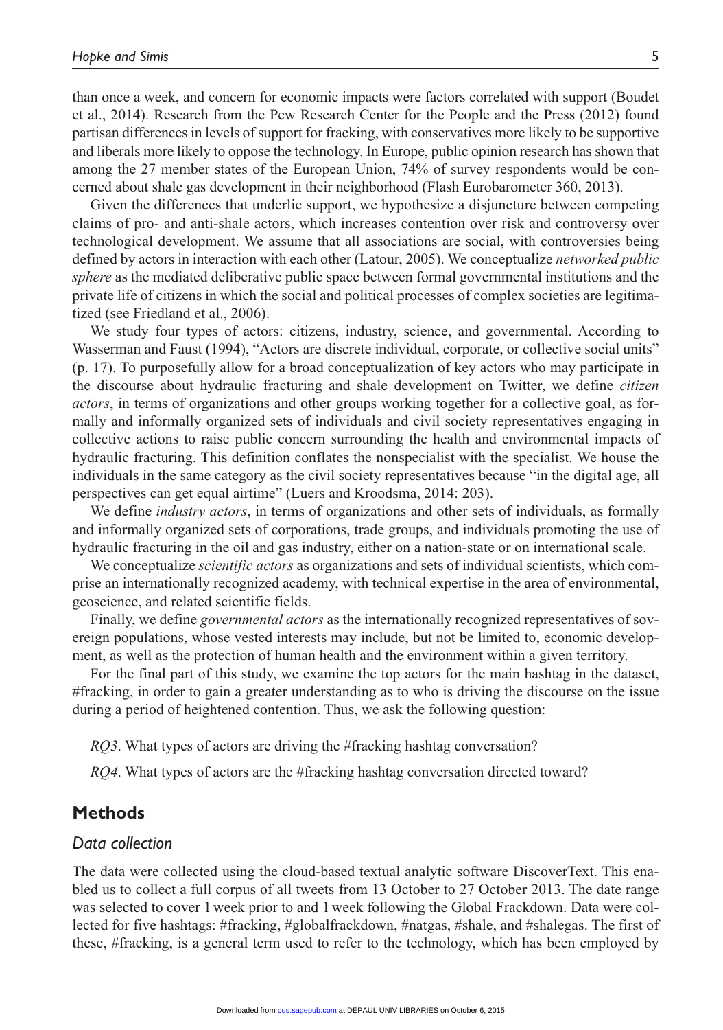than once a week, and concern for economic impacts were factors correlated with support (Boudet et al., 2014). Research from the Pew Research Center for the People and the Press (2012) found partisan differences in levels of support for fracking, with conservatives more likely to be supportive and liberals more likely to oppose the technology. In Europe, public opinion research has shown that among the 27 member states of the European Union, 74% of survey respondents would be concerned about shale gas development in their neighborhood (Flash Eurobarometer 360, 2013).

Given the differences that underlie support, we hypothesize a disjuncture between competing claims of pro- and anti-shale actors, which increases contention over risk and controversy over technological development. We assume that all associations are social, with controversies being defined by actors in interaction with each other (Latour, 2005). We conceptualize *networked public sphere* as the mediated deliberative public space between formal governmental institutions and the private life of citizens in which the social and political processes of complex societies are legitimatized (see Friedland et al., 2006).

We study four types of actors: citizens, industry, science, and governmental. According to Wasserman and Faust (1994), "Actors are discrete individual, corporate, or collective social units" (p. 17). To purposefully allow for a broad conceptualization of key actors who may participate in the discourse about hydraulic fracturing and shale development on Twitter, we define *citizen actors*, in terms of organizations and other groups working together for a collective goal, as formally and informally organized sets of individuals and civil society representatives engaging in collective actions to raise public concern surrounding the health and environmental impacts of hydraulic fracturing. This definition conflates the nonspecialist with the specialist. We house the individuals in the same category as the civil society representatives because "in the digital age, all perspectives can get equal airtime" (Luers and Kroodsma, 2014: 203).

We define *industry actors*, in terms of organizations and other sets of individuals, as formally and informally organized sets of corporations, trade groups, and individuals promoting the use of hydraulic fracturing in the oil and gas industry, either on a nation-state or on international scale.

We conceptualize *scientific actors* as organizations and sets of individual scientists, which comprise an internationally recognized academy, with technical expertise in the area of environmental, geoscience, and related scientific fields.

Finally, we define *governmental actors* as the internationally recognized representatives of sovereign populations, whose vested interests may include, but not be limited to, economic development, as well as the protection of human health and the environment within a given territory.

For the final part of this study, we examine the top actors for the main hashtag in the dataset, #fracking, in order to gain a greater understanding as to who is driving the discourse on the issue during a period of heightened contention. Thus, we ask the following question:

*RQ3*. What types of actors are driving the #fracking hashtag conversation?

*RQ4*. What types of actors are the #fracking hashtag conversation directed toward?

## Methods

### *Data collection*

The data were collected using the cloud-based textual analytic software DiscoverText. This enabled us to collect a full corpus of all tweets from 13 October to 27 October 2013. The date range was selected to cover 1 week prior to and 1 week following the Global Frackdown. Data were collected for five hashtags: #fracking, #globalfrackdown, #natgas, #shale, and #shalegas. The first of these, #fracking, is a general term used to refer to the technology, which has been employed by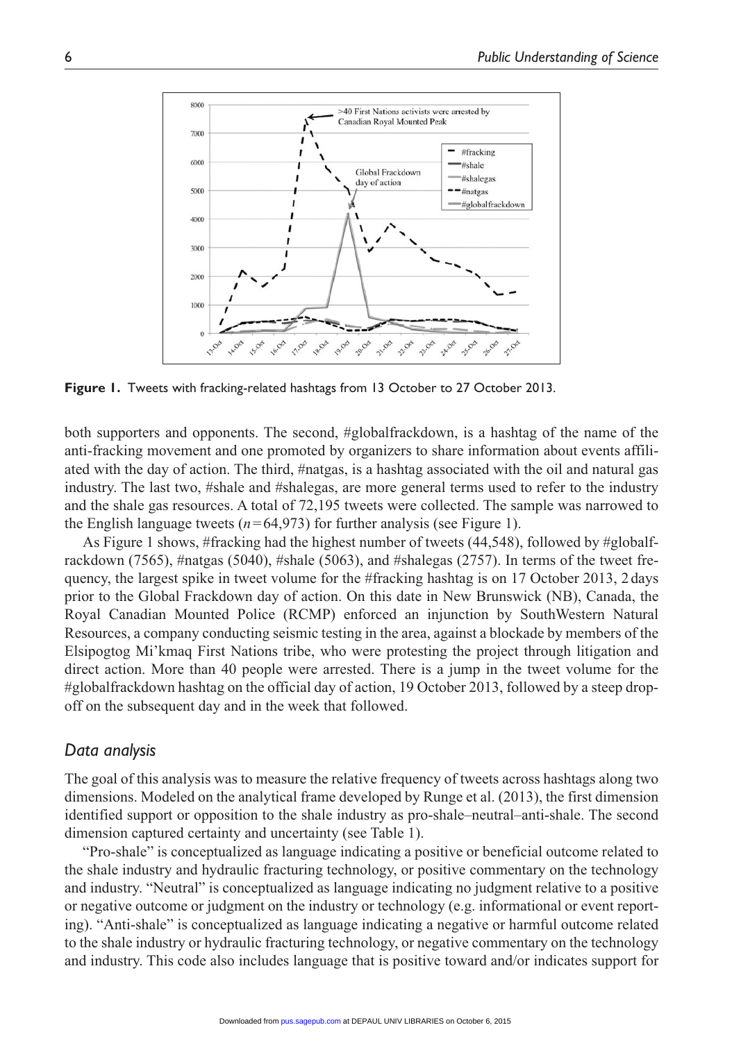8000
7000
6000
5000
4000
3000
2000
1000
0

>40 First Nations activists were arrested by Canadian Royal Mounted Peak

Global Frackdown day of action

#fracking
#shale
#shalegas
#natgas
#globalfrackdown

13-Oct 14-Oct 15-Oct 16-Oct 17-Oct 18-Oct 19-Oct 20-Oct 21-Oct 22-Oct 23-Oct 24-Oct 25-Oct 26-Oct 27-Oct

**Figure 1.** Tweets with fracking-related hashtags from 13 October to 27 October 2013.

both supporters and opponents. The second, #globalfrackdown, is a hashtag of the name of the anti-fracking movement and one promoted by organizers to share information about events affiliated with the day of action. The third, #natgas, is a hashtag associated with the oil and natural gas industry. The last two, #shale and #shalegas, are more general terms used to refer to the industry and the shale gas resources. A total of 72,195 tweets were collected. The sample was narrowed to the English language tweets ($n$=64,973) for further analysis (see Figure 1).

As Figure 1 shows, #fracking had the highest number of tweets (44,548), followed by #globalfrackdown (7565), #natgas (5040), #shale (5063), and #shalegas (2757). In terms of the tweet frequency, the largest spike in tweet volume for the #fracking hashtag is on 17 October 2013, 2 days prior to the Global Frackdown day of action. On this date in New Brunswick (NB), Canada, the Royal Canadian Mounted Police (RCMP) enforced an injunction by SouthWestern Natural Resources, a company conducting seismic testing in the area, against a blockade by members of the Elsipogtog Mi'kmaq First Nations tribe, who were protesting the project through litigation and direct action. More than 40 people were arrested. There is a jump in the tweet volume for the #globalfrackdown hashtag on the official day of action, 19 October 2013, followed by a steep drop-off on the subsequent day and in the week that followed.

## *Data analysis*

The goal of this analysis was to measure the relative frequency of tweets across hashtags along two dimensions. Modeled on the analytical frame developed by Runge et al. (2013), the first dimension identified support or opposition to the shale industry as pro-shale–neutral–anti-shale. The second dimension captured certainty and uncertainty (see Table 1).

"Pro-shale" is conceptualized as language indicating a positive or beneficial outcome related to the shale industry and hydraulic fracturing technology, or positive commentary on the technology and industry. "Neutral" is conceptualized as language indicating no judgment relative to a positive or negative outcome or judgment on the industry or technology (e.g. informational or event reporting). "Anti-shale" is conceptualized as language indicating a negative or harmful outcome related to the shale industry or hydraulic fracturing technology, or negative commentary on the technology and industry. This code also includes language that is positive toward and/or indicates support for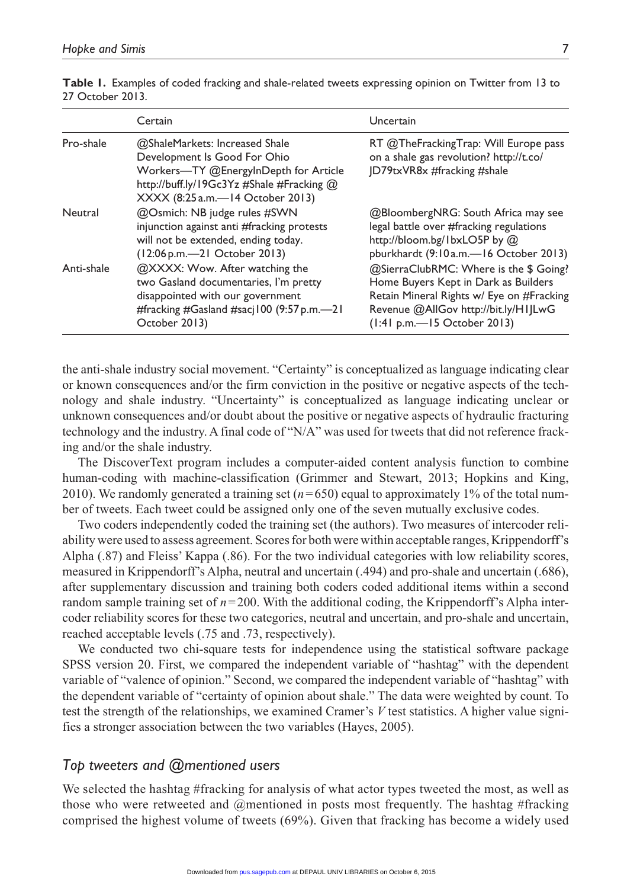**Table 1.** Examples of coded fracking and shale-related tweets expressing opinion on Twitter from 13 to 27 October 2013.

| | Certain | Uncertain |
|---|---|---|
| Pro-shale | @ShaleMarkets: Increased Shale Development Is Good For Ohio Workers—TY @EnergyInDepth for Article http://buff.ly/19Gc3Yz #Shale #Fracking @ XXXX (8:25 a.m.—14 October 2013) | RT @TheFrackingTrap: Will Europe pass on a shale gas revolution? http://t.co/JD79txVR8x #fracking #shale |
| Neutral | @Osmich: NB judge rules #SWN injunction against anti #fracking protests will not be extended, ending today. (12:06 p.m.—21 October 2013) | @BloombergNRG: South Africa may see legal battle over #fracking regulations http://bloom.bg/1bxLO5P by @ pburkhardt (9:10 a.m.—16 October 2013) |
| Anti-shale | @XXXX: Wow. After watching the two Gasland documentaries, I'm pretty disappointed with our government #fracking #Gasland #sacj100 (9:57 p.m.—21 October 2013) | @SierraClubRMC: Where is the $ Going? Home Buyers Kept in Dark as Builders Retain Mineral Rights w/ Eye on #Fracking Revenue @AllGov http://bit.ly/H1JLwG (1:41 p.m.—15 October 2013) |

the anti-shale industry social movement. "Certainty" is conceptualized as language indicating clear or known consequences and/or the firm conviction in the positive or negative aspects of the technology and shale industry. "Uncertainty" is conceptualized as language indicating unclear or unknown consequences and/or doubt about the positive or negative aspects of hydraulic fracturing technology and the industry. A final code of "N/A" was used for tweets that did not reference fracking and/or the shale industry.

The DiscoverText program includes a computer-aided content analysis function to combine human-coding with machine-classification (Grimmer and Stewart, 2013; Hopkins and King, 2010). We randomly generated a training set ($n = 650$) equal to approximately 1% of the total number of tweets. Each tweet could be assigned only one of the seven mutually exclusive codes.

Two coders independently coded the training set (the authors). Two measures of intercoder reliability were used to assess agreement. Scores for both were within acceptable ranges, Krippendorff's Alpha (.87) and Fleiss' Kappa (.86). For the two individual categories with low reliability scores, measured in Krippendorff's Alpha, neutral and uncertain (.494) and pro-shale and uncertain (.686), after supplementary discussion and training both coders coded additional items within a second random sample training set of $n = 200$. With the additional coding, the Krippendorff's Alpha intercoder reliability scores for these two categories, neutral and uncertain, and pro-shale and uncertain, reached acceptable levels (.75 and .73, respectively).

We conducted two chi-square tests for independence using the statistical software package SPSS version 20. First, we compared the independent variable of "hashtag" with the dependent variable of "valence of opinion." Second, we compared the independent variable of "hashtag" with the dependent variable of "certainty of opinion about shale." The data were weighted by count. To test the strength of the relationships, we examined Cramer's $V$ test statistics. A higher value signifies a stronger association between the two variables (Hayes, 2005).

### *Top tweeters and @mentioned users*

We selected the hashtag #fracking for analysis of what actor types tweeted the most, as well as those who were retweeted and @mentioned in posts most frequently. The hashtag #fracking comprised the highest volume of tweets (69%). Given that fracking has become a widely used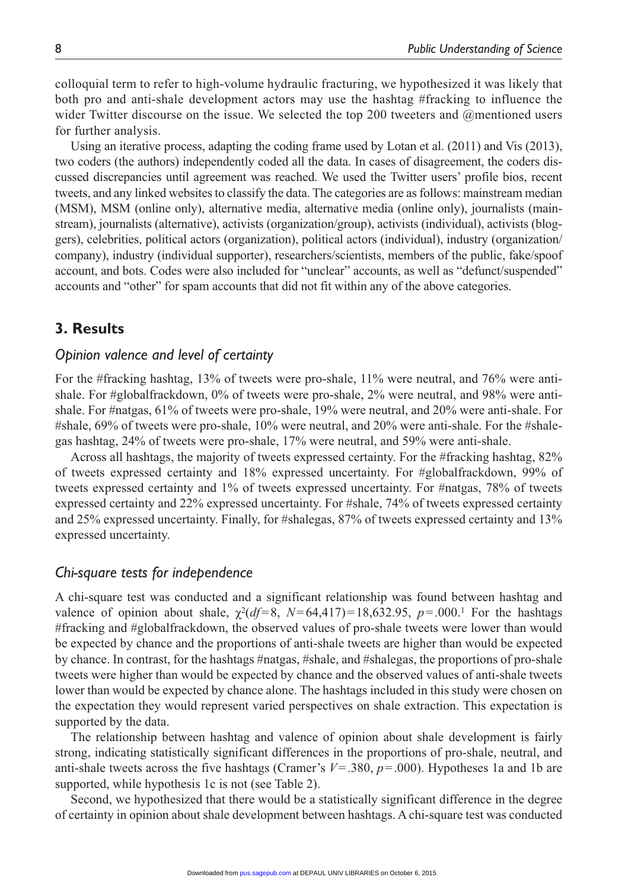colloquial term to refer to high-volume hydraulic fracturing, we hypothesized it was likely that both pro and anti-shale development actors may use the hashtag #fracking to influence the wider Twitter discourse on the issue. We selected the top 200 tweeters and @mentioned users for further analysis.

Using an iterative process, adapting the coding frame used by Lotan et al. (2011) and Vis (2013), two coders (the authors) independently coded all the data. In cases of disagreement, the coders discussed discrepancies until agreement was reached. We used the Twitter users' profile bios, recent tweets, and any linked websites to classify the data. The categories are as follows: mainstream median (MSM), MSM (online only), alternative media, alternative media (online only), journalists (mainstream), journalists (alternative), activists (organization/group), activists (individual), activists (bloggers), celebrities, political actors (organization), political actors (individual), industry (organization/company), industry (individual supporter), researchers/scientists, members of the public, fake/spoof account, and bots. Codes were also included for "unclear" accounts, as well as "defunct/suspended" accounts and "other" for spam accounts that did not fit within any of the above categories.

## 3. Results

### *Opinion valence and level of certainty*

For the #fracking hashtag, 13% of tweets were pro-shale, 11% were neutral, and 76% were anti-shale. For #globalfrackdown, 0% of tweets were pro-shale, 2% were neutral, and 98% were anti-shale. For #natgas, 61% of tweets were pro-shale, 19% were neutral, and 20% were anti-shale. For #shale, 69% of tweets were pro-shale, 10% were neutral, and 20% were anti-shale. For the #shalegas hashtag, 24% of tweets were pro-shale, 17% were neutral, and 59% were anti-shale.

Across all hashtags, the majority of tweets expressed certainty. For the #fracking hashtag, 82% of tweets expressed certainty and 18% expressed uncertainty. For #globalfrackdown, 99% of tweets expressed certainty and 1% of tweets expressed uncertainty. For #natgas, 78% of tweets expressed certainty and 22% expressed uncertainty. For #shale, 74% of tweets expressed certainty and 25% expressed uncertainty. Finally, for #shalegas, 87% of tweets expressed certainty and 13% expressed uncertainty.

### *Chi-square tests for independence*

A chi-square test was conducted and a significant relationship was found between hashtag and valence of opinion about shale, $\chi^2(df=8,\ N=64{,}417)=18{,}632.95,\ p=.000$.[1] For the hashtags #fracking and #globalfrackdown, the observed values of pro-shale tweets were lower than would be expected by chance and the proportions of anti-shale tweets are higher than would be expected by chance. In contrast, for the hashtags #natgas, #shale, and #shalegas, the proportions of pro-shale tweets were higher than would be expected by chance and the observed values of anti-shale tweets lower than would be expected by chance alone. The hashtags included in this study were chosen on the expectation they would represent varied perspectives on shale extraction. This expectation is supported by the data.

The relationship between hashtag and valence of opinion about shale development is fairly strong, indicating statistically significant differences in the proportions of pro-shale, neutral, and anti-shale tweets across the five hashtags (Cramer's $V=.380$, $p=.000$). Hypotheses 1a and 1b are supported, while hypothesis 1c is not (see Table 2).

Second, we hypothesized that there would be a statistically significant difference in the degree of certainty in opinion about shale development between hashtags. A chi-square test was conducted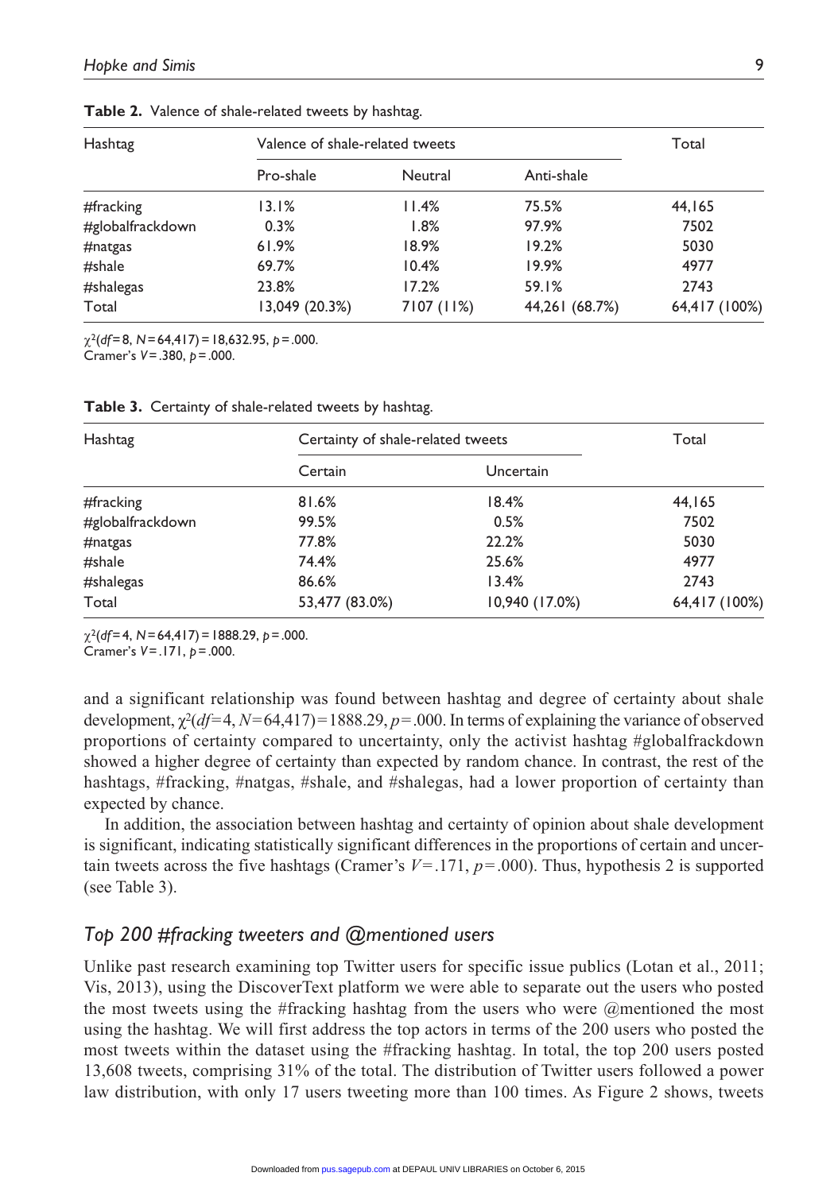**Table 2.** Valence of shale-related tweets by hashtag.

| Hashtag | Valence of shale-related tweets | | | Total |
|---|---|---|---|---|
| | Pro-shale | Neutral | Anti-shale | |
| #fracking | 13.1% | 11.4% | 75.5% | 44,165 |
| #globalfrackdown | 0.3% | 1.8% | 97.9% | 7502 |
| #natgas | 61.9% | 18.9% | 19.2% | 5030 |
| #shale | 69.7% | 10.4% | 19.9% | 4977 |
| #shalegas | 23.8% | 17.2% | 59.1% | 2743 |
| Total | 13,049 (20.3%) | 7107 (11%) | 44,261 (68.7%) | 64,417 (100%) |

$\chi^2(df=8, N=64{,}417)=18{,}632.95, p=.000$.
Cramer's $V=.380, p=.000$.

**Table 3.** Certainty of shale-related tweets by hashtag.

| Hashtag | Certainty of shale-related tweets | | Total |
|---|---|---|---|
| | Certain | Uncertain | |
| #fracking | 81.6% | 18.4% | 44,165 |
| #globalfrackdown | 99.5% | 0.5% | 7502 |
| #natgas | 77.8% | 22.2% | 5030 |
| #shale | 74.4% | 25.6% | 4977 |
| #shalegas | 86.6% | 13.4% | 2743 |
| Total | 53,477 (83.0%) | 10,940 (17.0%) | 64,417 (100%) |

$\chi^2(df=4, N=64{,}417)=1888.29, p=.000$.
Cramer's $V=.171, p=.000$.

and a significant relationship was found between hashtag and degree of certainty about shale development, $\chi^2(df=4, N=64{,}417)=1888.29, p=.000$. In terms of explaining the variance of observed proportions of certainty compared to uncertainty, only the activist hashtag #globalfrackdown showed a higher degree of certainty than expected by random chance. In contrast, the rest of the hashtags, #fracking, #natgas, #shale, and #shalegas, had a lower proportion of certainty than expected by chance.

In addition, the association between hashtag and certainty of opinion about shale development is significant, indicating statistically significant differences in the proportions of certain and uncertain tweets across the five hashtags (Cramer's $V=.171, p=.000$). Thus, hypothesis 2 is supported (see Table 3).

### *Top 200 #fracking tweeters and @mentioned users*

Unlike past research examining top Twitter users for specific issue publics (Lotan et al., 2011; Vis, 2013), using the DiscoverText platform we were able to separate out the users who posted the most tweets using the #fracking hashtag from the users who were @mentioned the most using the hashtag. We will first address the top actors in terms of the 200 users who posted the most tweets within the dataset using the #fracking hashtag. In total, the top 200 users posted 13,608 tweets, comprising 31% of the total. The distribution of Twitter users followed a power law distribution, with only 17 users tweeting more than 100 times. As Figure 2 shows, tweets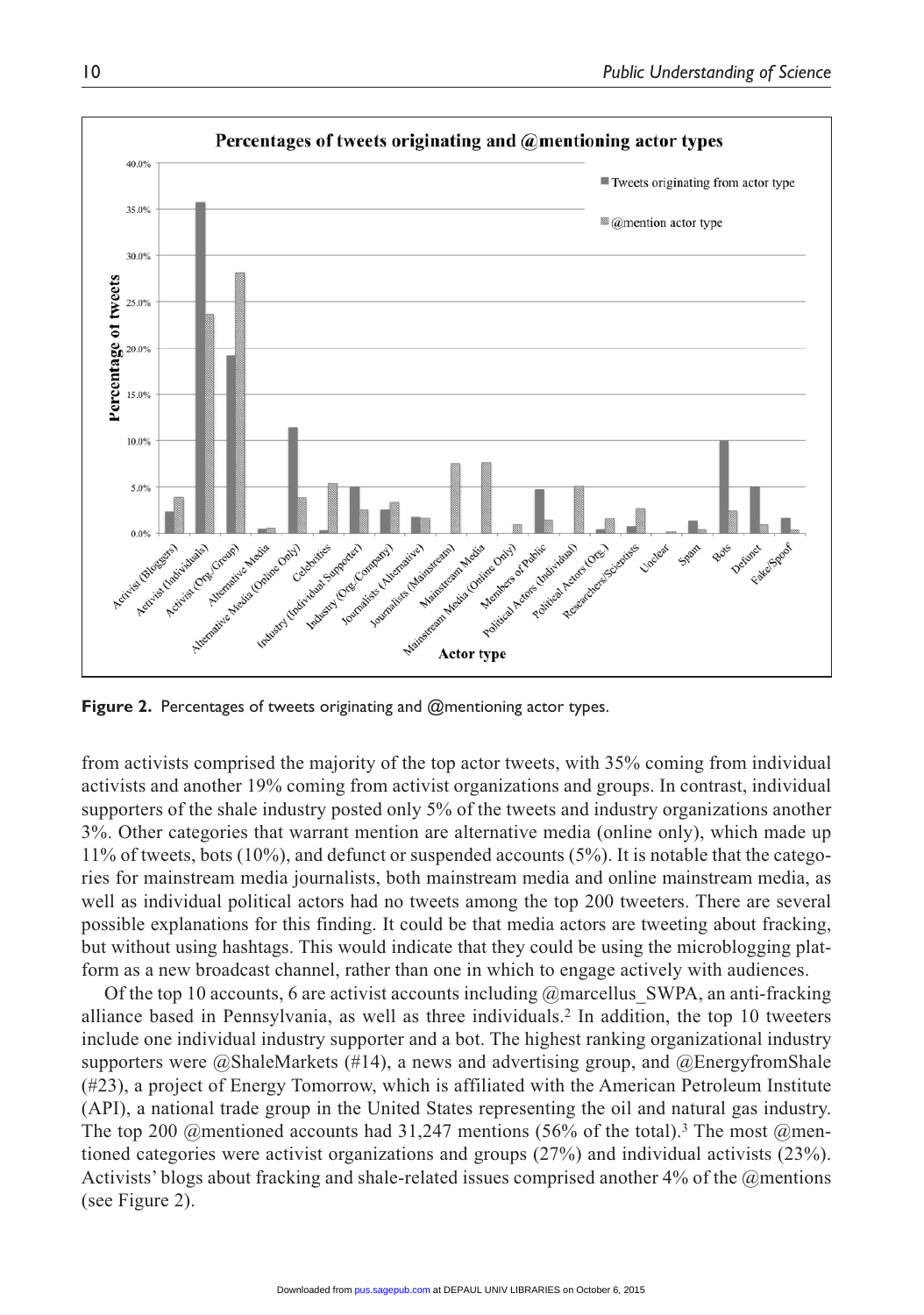Percentages of tweets originating and @mentioning actor types

40.0%
35.0%
30.0%
25.0%
20.0%
15.0%
10.0%
5.0%
0.0%

Percentage of tweets

Tweets originating from actor type
@mention actor type

Activist (Bloggers)
Activist (Individuals)
Activist (Org./Group)
Alternative Media
Alternative Media (Online Only)
Celebrities
Industry (Individual Supporter)
Industry (Org./Company)
Journalists (Alternative)
Journalists (Mainstream)
Mainstream Media
Mainstream Media (Online Only)
Members of Public
Political Actors (Individual)
Political Actors (Org.)
Researchers/Scientists
Unclear
Spam
Bots
Defunct
Fake/Spoof

Actor type

**Figure 2.** Percentages of tweets originating and @mentioning actor types.

from activists comprised the majority of the top actor tweets, with 35% coming from individual activists and another 19% coming from activist organizations and groups. In contrast, individual supporters of the shale industry posted only 5% of the tweets and industry organizations another 3%. Other categories that warrant mention are alternative media (online only), which made up 11% of tweets, bots (10%), and defunct or suspended accounts (5%). It is notable that the categories for mainstream media journalists, both mainstream media and online mainstream media, as well as individual political actors had no tweets among the top 200 tweeters. There are several possible explanations for this finding. It could be that media actors are tweeting about fracking, but without using hashtags. This would indicate that they could be using the microblogging platform as a new broadcast channel, rather than one in which to engage actively with audiences.

Of the top 10 accounts, 6 are activist accounts including @marcellus_SWPA, an anti-fracking alliance based in Pennsylvania, as well as three individuals.[2] In addition, the top 10 tweeters include one individual industry supporter and a bot. The highest ranking organizational industry supporters were @ShaleMarkets (#14), a news and advertising group, and @EnergyfromShale (#23), a project of Energy Tomorrow, which is affiliated with the American Petroleum Institute (API), a national trade group in the United States representing the oil and natural gas industry. The top 200 @mentioned accounts had 31,247 mentions (56% of the total).[3] The most @mentioned categories were activist organizations and groups (27%) and individual activists (23%). Activists' blogs about fracking and shale-related issues comprised another 4% of the @mentions (see Figure 2).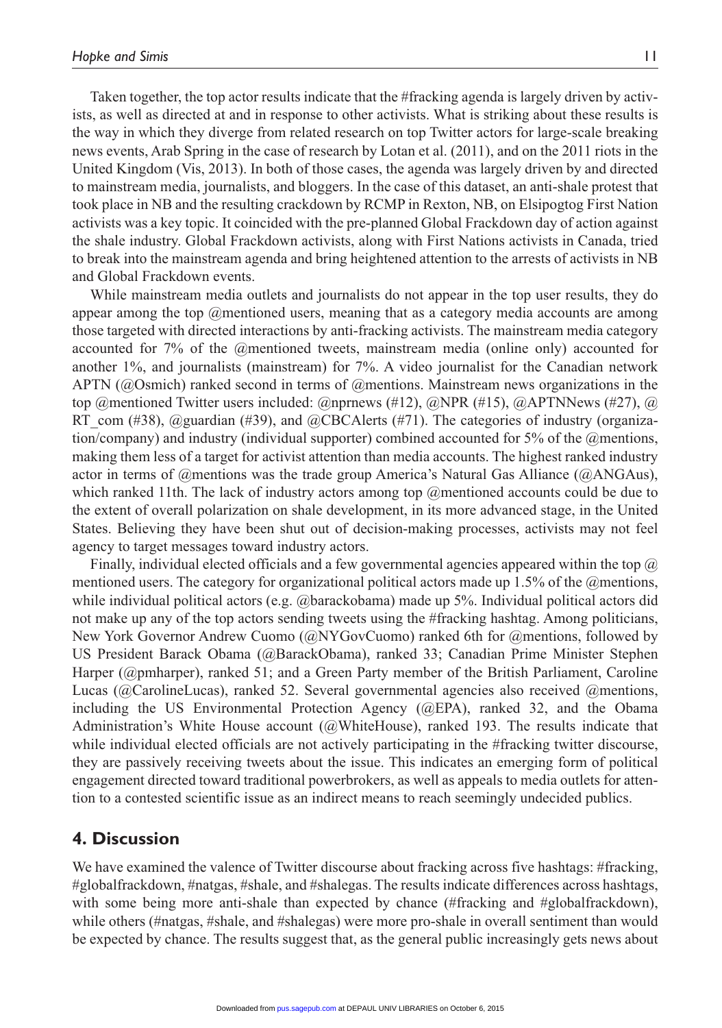Taken together, the top actor results indicate that the #fracking agenda is largely driven by activists, as well as directed at and in response to other activists. What is striking about these results is the way in which they diverge from related research on top Twitter actors for large-scale breaking news events, Arab Spring in the case of research by Lotan et al. (2011), and on the 2011 riots in the United Kingdom (Vis, 2013). In both of those cases, the agenda was largely driven by and directed to mainstream media, journalists, and bloggers. In the case of this dataset, an anti-shale protest that took place in NB and the resulting crackdown by RCMP in Rexton, NB, on Elsipogtog First Nation activists was a key topic. It coincided with the pre-planned Global Frackdown day of action against the shale industry. Global Frackdown activists, along with First Nations activists in Canada, tried to break into the mainstream agenda and bring heightened attention to the arrests of activists in NB and Global Frackdown events.

While mainstream media outlets and journalists do not appear in the top user results, they do appear among the top @mentioned users, meaning that as a category media accounts are among those targeted with directed interactions by anti-fracking activists. The mainstream media category accounted for 7% of the @mentioned tweets, mainstream media (online only) accounted for another 1%, and journalists (mainstream) for 7%. A video journalist for the Canadian network APTN (@Osmich) ranked second in terms of @mentions. Mainstream news organizations in the top @mentioned Twitter users included: @nprnews (#12), @NPR (#15), @APTNNews (#27), @RT_com (#38), @guardian (#39), and @CBCAlerts (#71). The categories of industry (organization/company) and industry (individual supporter) combined accounted for 5% of the @mentions, making them less of a target for activist attention than media accounts. The highest ranked industry actor in terms of @mentions was the trade group America's Natural Gas Alliance (@ANGAus), which ranked 11th. The lack of industry actors among top @mentioned accounts could be due to the extent of overall polarization on shale development, in its more advanced stage, in the United States. Believing they have been shut out of decision-making processes, activists may not feel agency to target messages toward industry actors.

Finally, individual elected officials and a few governmental agencies appeared within the top @mentioned users. The category for organizational political actors made up 1.5% of the @mentions, while individual political actors (e.g. @barackobama) made up 5%. Individual political actors did not make up any of the top actors sending tweets using the #fracking hashtag. Among politicians, New York Governor Andrew Cuomo (@NYGovCuomo) ranked 6th for @mentions, followed by US President Barack Obama (@BarackObama), ranked 33; Canadian Prime Minister Stephen Harper (@pmharper), ranked 51; and a Green Party member of the British Parliament, Caroline Lucas (@CarolineLucas), ranked 52. Several governmental agencies also received @mentions, including the US Environmental Protection Agency (@EPA), ranked 32, and the Obama Administration's White House account (@WhiteHouse), ranked 193. The results indicate that while individual elected officials are not actively participating in the #fracking twitter discourse, they are passively receiving tweets about the issue. This indicates an emerging form of political engagement directed toward traditional powerbrokers, as well as appeals to media outlets for attention to a contested scientific issue as an indirect means to reach seemingly undecided publics.

## 4. Discussion

We have examined the valence of Twitter discourse about fracking across five hashtags: #fracking, #globalfrackdown, #natgas, #shale, and #shalegas. The results indicate differences across hashtags, with some being more anti-shale than expected by chance (#fracking and #globalfrackdown), while others (#natgas, #shale, and #shalegas) were more pro-shale in overall sentiment than would be expected by chance. The results suggest that, as the general public increasingly gets news about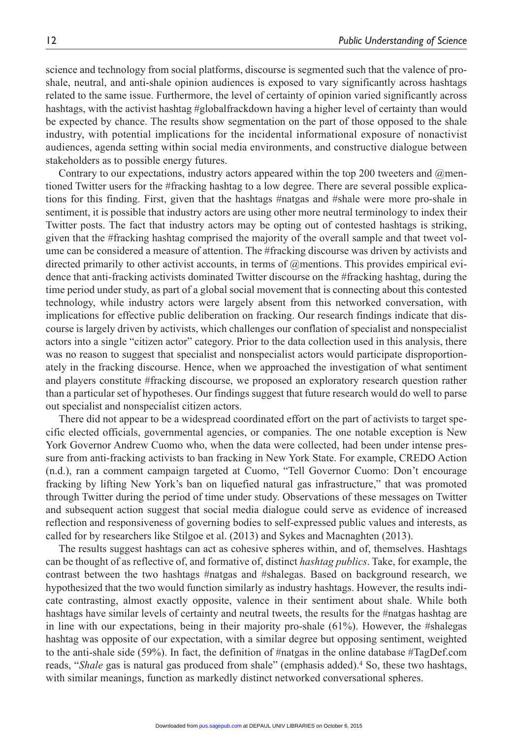science and technology from social platforms, discourse is segmented such that the valence of pro-shale, neutral, and anti-shale opinion audiences is exposed to vary significantly across hashtags related to the same issue. Furthermore, the level of certainty of opinion varied significantly across hashtags, with the activist hashtag #globalfrackdown having a higher level of certainty than would be expected by chance. The results show segmentation on the part of those opposed to the shale industry, with potential implications for the incidental informational exposure of nonactivist audiences, agenda setting within social media environments, and constructive dialogue between stakeholders as to possible energy futures.

Contrary to our expectations, industry actors appeared within the top 200 tweeters and @mentioned Twitter users for the #fracking hashtag to a low degree. There are several possible explications for this finding. First, given that the hashtags #natgas and #shale were more pro-shale in sentiment, it is possible that industry actors are using other more neutral terminology to index their Twitter posts. The fact that industry actors may be opting out of contested hashtags is striking, given that the #fracking hashtag comprised the majority of the overall sample and that tweet volume can be considered a measure of attention. The #fracking discourse was driven by activists and directed primarily to other activist accounts, in terms of @mentions. This provides empirical evidence that anti-fracking activists dominated Twitter discourse on the #fracking hashtag, during the time period under study, as part of a global social movement that is connecting about this contested technology, while industry actors were largely absent from this networked conversation, with implications for effective public deliberation on fracking. Our research findings indicate that discourse is largely driven by activists, which challenges our conflation of specialist and nonspecialist actors into a single "citizen actor" category. Prior to the data collection used in this analysis, there was no reason to suggest that specialist and nonspecialist actors would participate disproportionately in the fracking discourse. Hence, when we approached the investigation of what sentiment and players constitute #fracking discourse, we proposed an exploratory research question rather than a particular set of hypotheses. Our findings suggest that future research would do well to parse out specialist and nonspecialist citizen actors.

There did not appear to be a widespread coordinated effort on the part of activists to target specific elected officials, governmental agencies, or companies. The one notable exception is New York Governor Andrew Cuomo who, when the data were collected, had been under intense pressure from anti-fracking activists to ban fracking in New York State. For example, CREDO Action (n.d.), ran a comment campaign targeted at Cuomo, "Tell Governor Cuomo: Don't encourage fracking by lifting New York's ban on liquefied natural gas infrastructure," that was promoted through Twitter during the period of time under study. Observations of these messages on Twitter and subsequent action suggest that social media dialogue could serve as evidence of increased reflection and responsiveness of governing bodies to self-expressed public values and interests, as called for by researchers like Stilgoe et al. (2013) and Sykes and Macnaghten (2013).

The results suggest hashtags can act as cohesive spheres within, and of, themselves. Hashtags can be thought of as reflective of, and formative of, distinct *hashtag publics*. Take, for example, the contrast between the two hashtags #natgas and #shalegas. Based on background research, we hypothesized that the two would function similarly as industry hashtags. However, the results indicate contrasting, almost exactly opposite, valence in their sentiment about shale. While both hashtags have similar levels of certainty and neutral tweets, the results for the #natgas hashtag are in line with our expectations, being in their majority pro-shale (61%). However, the #shalegas hashtag was opposite of our expectation, with a similar degree but opposing sentiment, weighted to the anti-shale side (59%). In fact, the definition of #natgas in the online database #TagDef.com reads, "*Shale* gas is natural gas produced from shale" (emphasis added).[4] So, these two hashtags, with similar meanings, function as markedly distinct networked conversational spheres.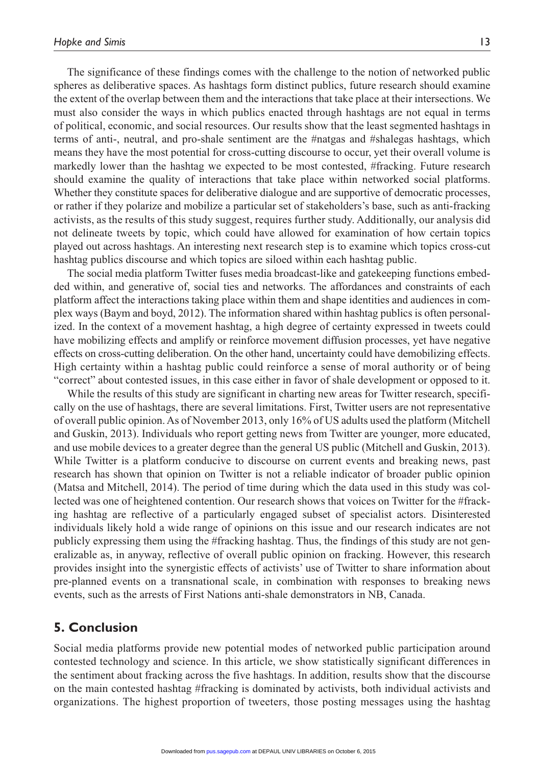The significance of these findings comes with the challenge to the notion of networked public spheres as deliberative spaces. As hashtags form distinct publics, future research should examine the extent of the overlap between them and the interactions that take place at their intersections. We must also consider the ways in which publics enacted through hashtags are not equal in terms of political, economic, and social resources. Our results show that the least segmented hashtags in terms of anti-, neutral, and pro-shale sentiment are the #natgas and #shalegas hashtags, which means they have the most potential for cross-cutting discourse to occur, yet their overall volume is markedly lower than the hashtag we expected to be most contested, #fracking. Future research should examine the quality of interactions that take place within networked social platforms. Whether they constitute spaces for deliberative dialogue and are supportive of democratic processes, or rather if they polarize and mobilize a particular set of stakeholders's base, such as anti-fracking activists, as the results of this study suggest, requires further study. Additionally, our analysis did not delineate tweets by topic, which could have allowed for examination of how certain topics played out across hashtags. An interesting next research step is to examine which topics cross-cut hashtag publics discourse and which topics are siloed within each hashtag public.

The social media platform Twitter fuses media broadcast-like and gatekeeping functions embedded within, and generative of, social ties and networks. The affordances and constraints of each platform affect the interactions taking place within them and shape identities and audiences in complex ways (Baym and boyd, 2012). The information shared within hashtag publics is often personalized. In the context of a movement hashtag, a high degree of certainty expressed in tweets could have mobilizing effects and amplify or reinforce movement diffusion processes, yet have negative effects on cross-cutting deliberation. On the other hand, uncertainty could have demobilizing effects. High certainty within a hashtag public could reinforce a sense of moral authority or of being "correct" about contested issues, in this case either in favor of shale development or opposed to it.

While the results of this study are significant in charting new areas for Twitter research, specifically on the use of hashtags, there are several limitations. First, Twitter users are not representative of overall public opinion. As of November 2013, only 16% of US adults used the platform (Mitchell and Guskin, 2013). Individuals who report getting news from Twitter are younger, more educated, and use mobile devices to a greater degree than the general US public (Mitchell and Guskin, 2013). While Twitter is a platform conducive to discourse on current events and breaking news, past research has shown that opinion on Twitter is not a reliable indicator of broader public opinion (Matsa and Mitchell, 2014). The period of time during which the data used in this study was collected was one of heightened contention. Our research shows that voices on Twitter for the #fracking hashtag are reflective of a particularly engaged subset of specialist actors. Disinterested individuals likely hold a wide range of opinions on this issue and our research indicates are not publicly expressing them using the #fracking hashtag. Thus, the findings of this study are not generalizable as, in anyway, reflective of overall public opinion on fracking. However, this research provides insight into the synergistic effects of activists' use of Twitter to share information about pre-planned events on a transnational scale, in combination with responses to breaking news events, such as the arrests of First Nations anti-shale demonstrators in NB, Canada.

## 5. Conclusion

Social media platforms provide new potential modes of networked public participation around contested technology and science. In this article, we show statistically significant differences in the sentiment about fracking across the five hashtags. In addition, results show that the discourse on the main contested hashtag #fracking is dominated by activists, both individual activists and organizations. The highest proportion of tweeters, those posting messages using the hashtag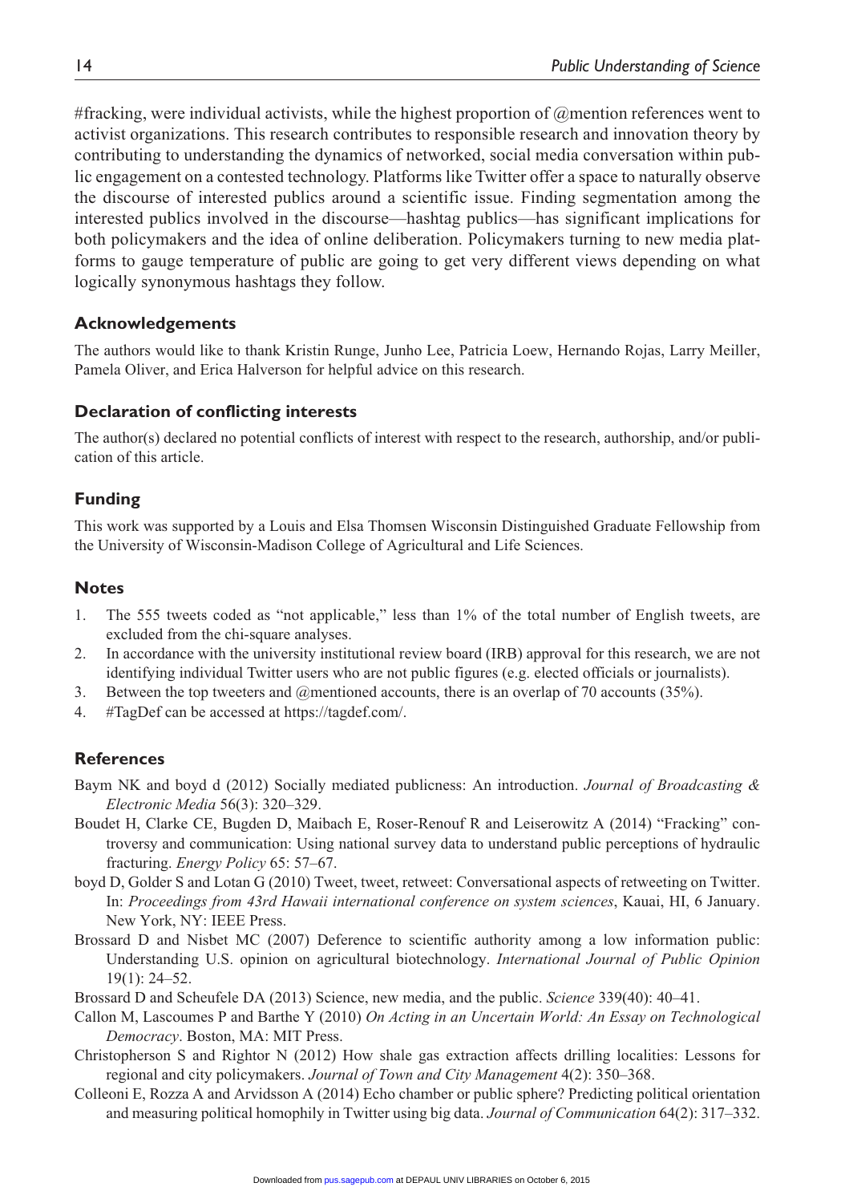#fracking, were individual activists, while the highest proportion of @mention references went to activist organizations. This research contributes to responsible research and innovation theory by contributing to understanding the dynamics of networked, social media conversation within public engagement on a contested technology. Platforms like Twitter offer a space to naturally observe the discourse of interested publics around a scientific issue. Finding segmentation among the interested publics involved in the discourse—hashtag publics—has significant implications for both policymakers and the idea of online deliberation. Policymakers turning to new media platforms to gauge temperature of public are going to get very different views depending on what logically synonymous hashtags they follow.

## Acknowledgements

The authors would like to thank Kristin Runge, Junho Lee, Patricia Loew, Hernando Rojas, Larry Meiller, Pamela Oliver, and Erica Halverson for helpful advice on this research.

## Declaration of conflicting interests

The author(s) declared no potential conflicts of interest with respect to the research, authorship, and/or publication of this article.

## Funding

This work was supported by a Louis and Elsa Thomsen Wisconsin Distinguished Graduate Fellowship from the University of Wisconsin-Madison College of Agricultural and Life Sciences.

## Notes

1. The 555 tweets coded as "not applicable," less than 1% of the total number of English tweets, are excluded from the chi-square analyses.
2. In accordance with the university institutional review board (IRB) approval for this research, we are not identifying individual Twitter users who are not public figures (e.g. elected officials or journalists).
3. Between the top tweeters and @mentioned accounts, there is an overlap of 70 accounts (35%).
4. #TagDef can be accessed at https://tagdef.com/.

## References

Baym NK and boyd d (2012) Socially mediated publicness: An introduction. *Journal of Broadcasting & Electronic Media* 56(3): 320–329.

Boudet H, Clarke CE, Bugden D, Maibach E, Roser-Renouf R and Leiserowitz A (2014) "Fracking" controversy and communication: Using national survey data to understand public perceptions of hydraulic fracturing. *Energy Policy* 65: 57–67.

boyd D, Golder S and Lotan G (2010) Tweet, tweet, retweet: Conversational aspects of retweeting on Twitter. In: *Proceedings from 43rd Hawaii international conference on system sciences*, Kauai, HI, 6 January. New York, NY: IEEE Press.

Brossard D and Nisbet MC (2007) Deference to scientific authority among a low information public: Understanding U.S. opinion on agricultural biotechnology. *International Journal of Public Opinion* 19(1): 24–52.

Brossard D and Scheufele DA (2013) Science, new media, and the public. *Science* 339(40): 40–41.

Callon M, Lascoumes P and Barthe Y (2010) *On Acting in an Uncertain World: An Essay on Technological Democracy*. Boston, MA: MIT Press.

Christopherson S and Rightor N (2012) How shale gas extraction affects drilling localities: Lessons for regional and city policymakers. *Journal of Town and City Management* 4(2): 350–368.

Colleoni E, Rozza A and Arvidsson A (2014) Echo chamber or public sphere? Predicting political orientation and measuring political homophily in Twitter using big data. *Journal of Communication* 64(2): 317–332.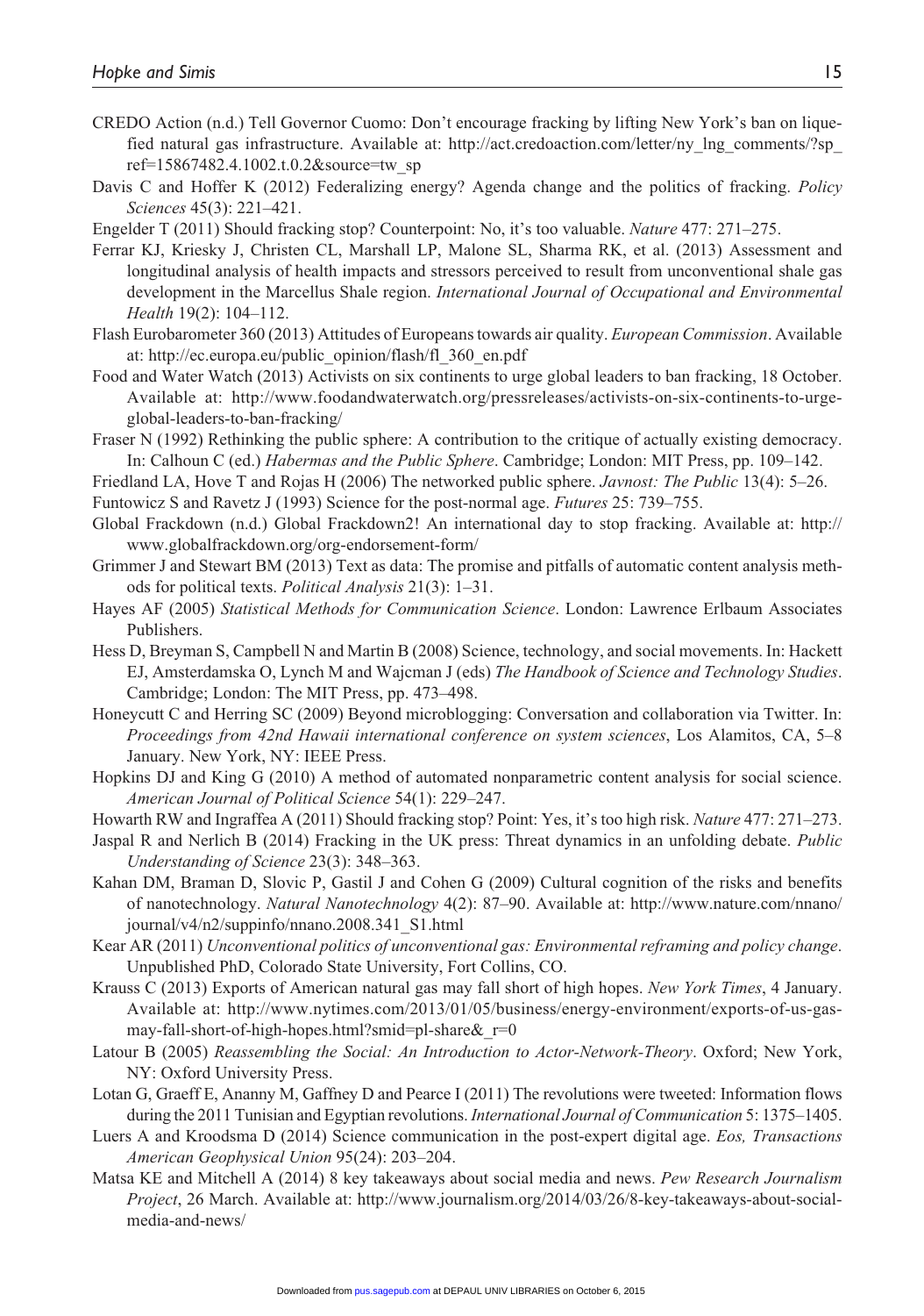CREDO Action (n.d.) Tell Governor Cuomo: Don't encourage fracking by lifting New York's ban on liquefied natural gas infrastructure. Available at: http://act.credoaction.com/letter/ny_lng_comments/?sp_ref=15867482.4.1002.t.0.2&source=tw_sp

Davis C and Hoffer K (2012) Federalizing energy? Agenda change and the politics of fracking. *Policy Sciences* 45(3): 221–421.

Engelder T (2011) Should fracking stop? Counterpoint: No, it's too valuable. *Nature* 477: 271–275.

Ferrar KJ, Kriesky J, Christen CL, Marshall LP, Malone SL, Sharma RK, et al. (2013) Assessment and longitudinal analysis of health impacts and stressors perceived to result from unconventional shale gas development in the Marcellus Shale region. *International Journal of Occupational and Environmental Health* 19(2): 104–112.

Flash Eurobarometer 360 (2013) Attitudes of Europeans towards air quality. *European Commission*. Available at: http://ec.europa.eu/public_opinion/flash/fl_360_en.pdf

Food and Water Watch (2013) Activists on six continents to urge global leaders to ban fracking, 18 October. Available at: http://www.foodandwaterwatch.org/pressreleases/activists-on-six-continents-to-urge-global-leaders-to-ban-fracking/

Fraser N (1992) Rethinking the public sphere: A contribution to the critique of actually existing democracy. In: Calhoun C (ed.) *Habermas and the Public Sphere*. Cambridge; London: MIT Press, pp. 109–142.

Friedland LA, Hove T and Rojas H (2006) The networked public sphere. *Javnost: The Public* 13(4): 5–26.

Funtowicz S and Ravetz J (1993) Science for the post-normal age. *Futures* 25: 739–755.

Global Frackdown (n.d.) Global Frackdown2! An international day to stop fracking. Available at: http://www.globalfrackdown.org/org-endorsement-form/

Grimmer J and Stewart BM (2013) Text as data: The promise and pitfalls of automatic content analysis methods for political texts. *Political Analysis* 21(3): 1–31.

Hayes AF (2005) *Statistical Methods for Communication Science*. London: Lawrence Erlbaum Associates Publishers.

Hess D, Breyman S, Campbell N and Martin B (2008) Science, technology, and social movements. In: Hackett EJ, Amsterdamska O, Lynch M and Wajcman J (eds) *The Handbook of Science and Technology Studies*. Cambridge; London: The MIT Press, pp. 473–498.

Honeycutt C and Herring SC (2009) Beyond microblogging: Conversation and collaboration via Twitter. In: *Proceedings from 42nd Hawaii international conference on system sciences*, Los Alamitos, CA, 5–8 January. New York, NY: IEEE Press.

Hopkins DJ and King G (2010) A method of automated nonparametric content analysis for social science. *American Journal of Political Science* 54(1): 229–247.

Howarth RW and Ingraffea A (2011) Should fracking stop? Point: Yes, it's too high risk. *Nature* 477: 271–273.

Jaspal R and Nerlich B (2014) Fracking in the UK press: Threat dynamics in an unfolding debate. *Public Understanding of Science* 23(3): 348–363.

Kahan DM, Braman D, Slovic P, Gastil J and Cohen G (2009) Cultural cognition of the risks and benefits of nanotechnology. *Natural Nanotechnology* 4(2): 87–90. Available at: http://www.nature.com/nnano/journal/v4/n2/suppinfo/nnano.2008.341_S1.html

Kear AR (2011) *Unconventional politics of unconventional gas: Environmental reframing and policy change*. Unpublished PhD, Colorado State University, Fort Collins, CO.

Krauss C (2013) Exports of American natural gas may fall short of high hopes. *New York Times*, 4 January. Available at: http://www.nytimes.com/2013/01/05/business/energy-environment/exports-of-us-gas-may-fall-short-of-high-hopes.html?smid=pl-share&_r=0

Latour B (2005) *Reassembling the Social: An Introduction to Actor-Network-Theory*. Oxford; New York, NY: Oxford University Press.

Lotan G, Graeff E, Ananny M, Gaffney D and Pearce I (2011) The revolutions were tweeted: Information flows during the 2011 Tunisian and Egyptian revolutions. *International Journal of Communication* 5: 1375–1405.

Luers A and Kroodsma D (2014) Science communication in the post-expert digital age. *Eos, Transactions American Geophysical Union* 95(24): 203–204.

Matsa KE and Mitchell A (2014) 8 key takeaways about social media and news. *Pew Research Journalism Project*, 26 March. Available at: http://www.journalism.org/2014/03/26/8-key-takeaways-about-social-media-and-news/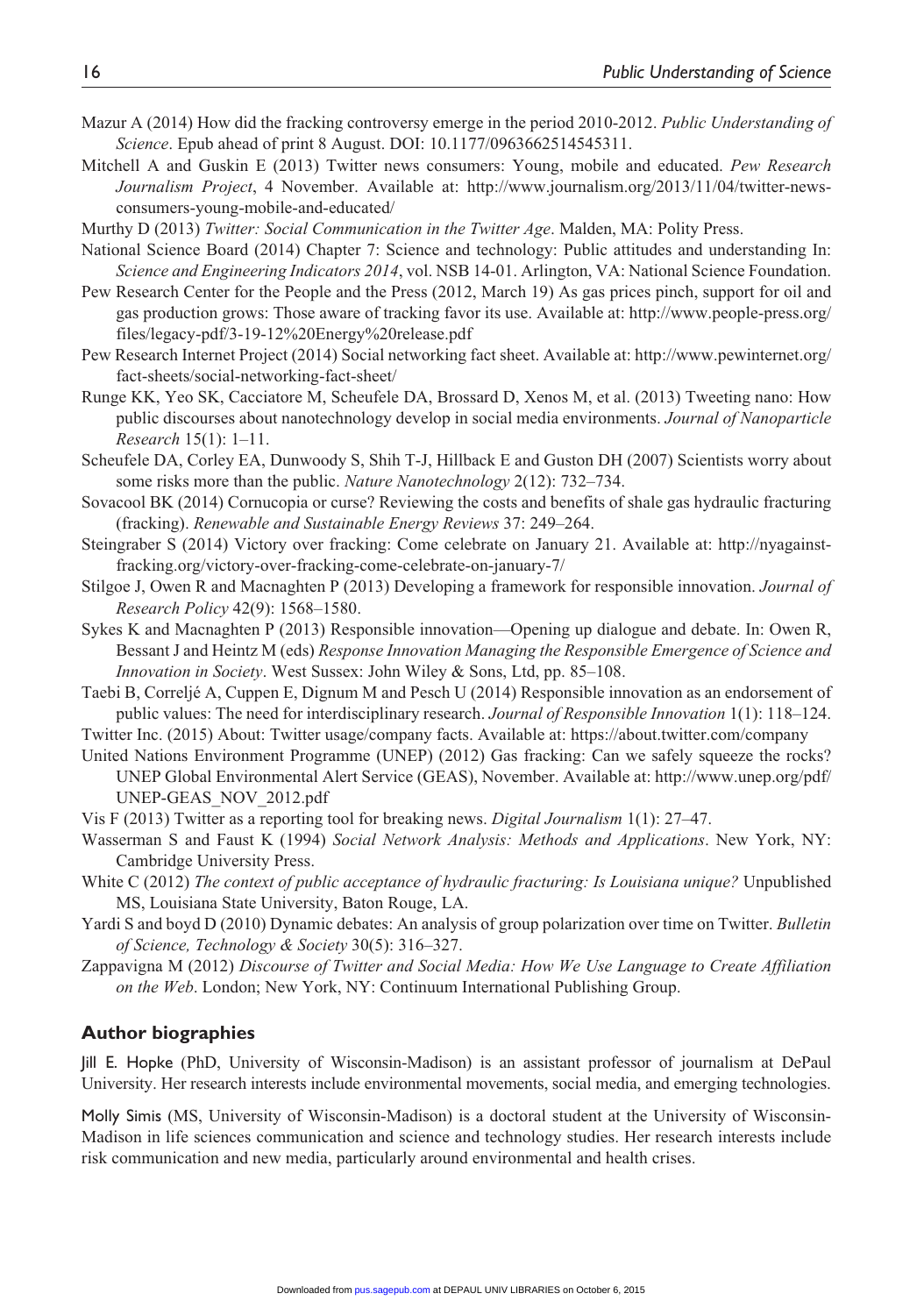Mazur A (2014) How did the fracking controversy emerge in the period 2010-2012. *Public Understanding of Science*. Epub ahead of print 8 August. DOI: 10.1177/0963662514545311.

Mitchell A and Guskin E (2013) Twitter news consumers: Young, mobile and educated. *Pew Research Journalism Project*, 4 November. Available at: http://www.journalism.org/2013/11/04/twitter-news-consumers-young-mobile-and-educated/

Murthy D (2013) *Twitter: Social Communication in the Twitter Age*. Malden, MA: Polity Press.

National Science Board (2014) Chapter 7: Science and technology: Public attitudes and understanding In: *Science and Engineering Indicators 2014*, vol. NSB 14-01. Arlington, VA: National Science Foundation.

Pew Research Center for the People and the Press (2012, March 19) As gas prices pinch, support for oil and gas production grows: Those aware of tracking favor its use. Available at: http://www.people-press.org/files/legacy-pdf/3-19-12%20Energy%20release.pdf

Pew Research Internet Project (2014) Social networking fact sheet. Available at: http://www.pewinternet.org/fact-sheets/social-networking-fact-sheet/

Runge KK, Yeo SK, Cacciatore M, Scheufele DA, Brossard D, Xenos M, et al. (2013) Tweeting nano: How public discourses about nanotechnology develop in social media environments. *Journal of Nanoparticle Research* 15(1): 1–11.

Scheufele DA, Corley EA, Dunwoody S, Shih T-J, Hillback E and Guston DH (2007) Scientists worry about some risks more than the public. *Nature Nanotechnology* 2(12): 732–734.

Sovacool BK (2014) Cornucopia or curse? Reviewing the costs and benefits of shale gas hydraulic fracturing (fracking). *Renewable and Sustainable Energy Reviews* 37: 249–264.

Steingraber S (2014) Victory over fracking: Come celebrate on January 21. Available at: http://nyagainst-fracking.org/victory-over-fracking-come-celebrate-on-january-7/

Stilgoe J, Owen R and Macnaghten P (2013) Developing a framework for responsible innovation. *Journal of Research Policy* 42(9): 1568–1580.

Sykes K and Macnaghten P (2013) Responsible innovation—Opening up dialogue and debate. In: Owen R, Bessant J and Heintz M (eds) *Response Innovation Managing the Responsible Emergence of Science and Innovation in Society*. West Sussex: John Wiley & Sons, Ltd, pp. 85–108.

Taebi B, Correljé A, Cuppen E, Dignum M and Pesch U (2014) Responsible innovation as an endorsement of public values: The need for interdisciplinary research. *Journal of Responsible Innovation* 1(1): 118–124.

Twitter Inc. (2015) About: Twitter usage/company facts. Available at: https://about.twitter.com/company

United Nations Environment Programme (UNEP) (2012) Gas fracking: Can we safely squeeze the rocks? UNEP Global Environmental Alert Service (GEAS), November. Available at: http://www.unep.org/pdf/UNEP-GEAS_NOV_2012.pdf

Vis F (2013) Twitter as a reporting tool for breaking news. *Digital Journalism* 1(1): 27–47.

Wasserman S and Faust K (1994) *Social Network Analysis: Methods and Applications*. New York, NY: Cambridge University Press.

White C (2012) *The context of public acceptance of hydraulic fracturing: Is Louisiana unique?* Unpublished MS, Louisiana State University, Baton Rouge, LA.

Yardi S and boyd D (2010) Dynamic debates: An analysis of group polarization over time on Twitter. *Bulletin of Science, Technology & Society* 30(5): 316–327.

Zappavigna M (2012) *Discourse of Twitter and Social Media: How We Use Language to Create Affiliation on the Web*. London; New York, NY: Continuum International Publishing Group.

## Author biographies

Jill E. Hopke (PhD, University of Wisconsin-Madison) is an assistant professor of journalism at DePaul University. Her research interests include environmental movements, social media, and emerging technologies.

Molly Simis (MS, University of Wisconsin-Madison) is a doctoral student at the University of Wisconsin-Madison in life sciences communication and science and technology studies. Her research interests include risk communication and new media, particularly around environmental and health crises.